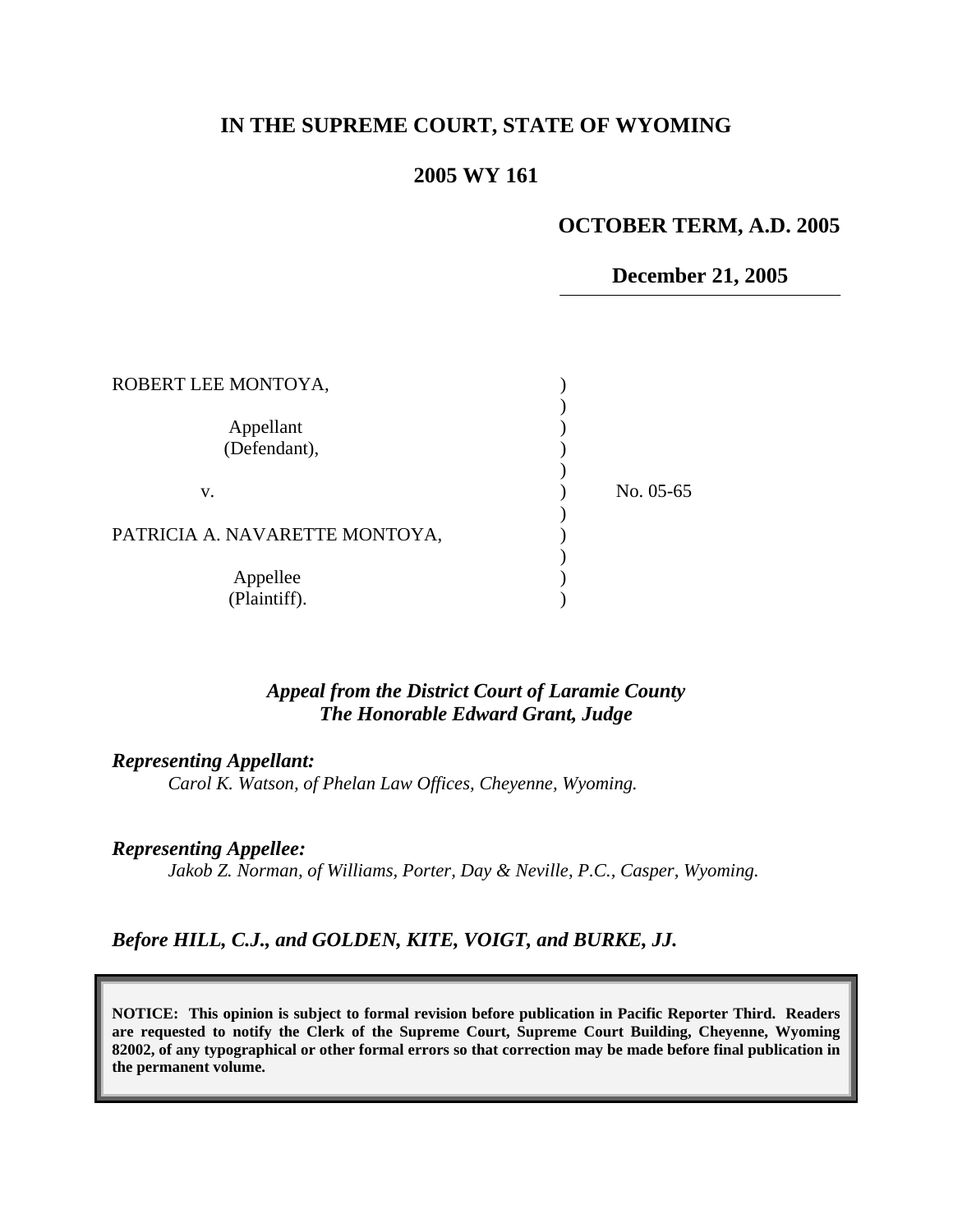# IN THE SUPREME COURT, STATE OF WYOMING

## 2005 WY 161

**OCTOBER TERM, A.D. 2005**

**December 21, 2005**

| | | |
|---|---|---|
| ROBERT LEE MONTOYA, | ) | |
| | ) | |
| Appellant | ) | |
| (Defendant), | ) | |
| | ) | |
| v. | ) | No. 05-65 |
| | ) | |
| PATRICIA A. NAVARETTE MONTOYA, | ) | |
| | ) | |
| Appellee | ) | |
| (Plaintiff). | ) | |

***Appeal from the District Court of Laramie County***
***The Honorable Edward Grant, Judge***

***Representing Appellant:***
*Carol K. Watson, of Phelan Law Offices, Cheyenne, Wyoming.*

***Representing Appellee:***
*Jakob Z. Norman, of Williams, Porter, Day & Neville, P.C., Casper, Wyoming.*

***Before HILL, C.J., and GOLDEN, KITE, VOIGT, and BURKE, JJ.***

**NOTICE: This opinion is subject to formal revision before publication in Pacific Reporter Third. Readers are requested to notify the Clerk of the Supreme Court, Supreme Court Building, Cheyenne, Wyoming 82002, of any typographical or other formal errors so that correction may be made before final publication in the permanent volume.**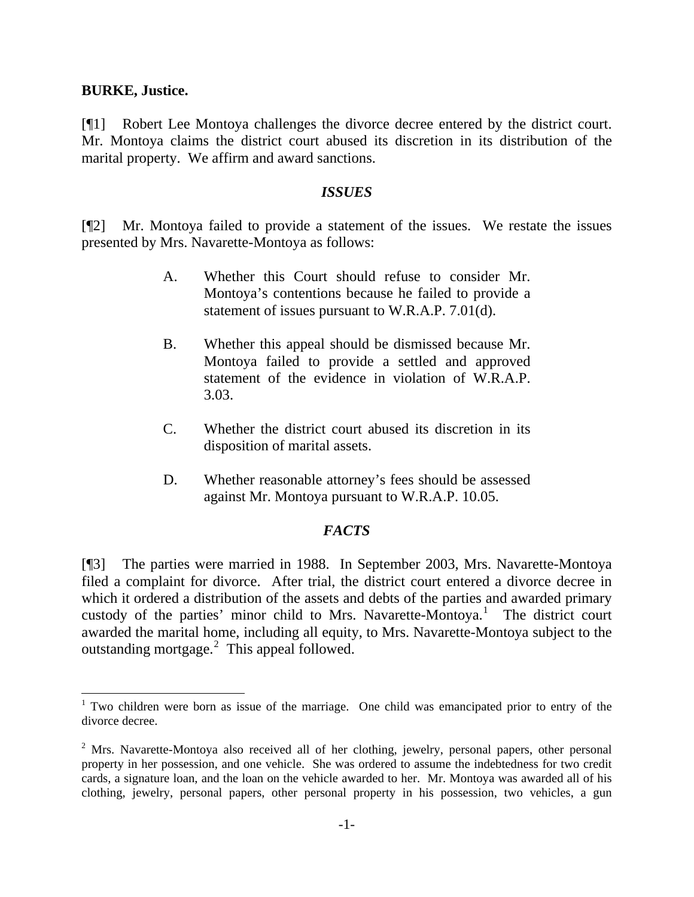**BURKE, Justice.**

[¶1] Robert Lee Montoya challenges the divorce decree entered by the district court. Mr. Montoya claims the district court abused its discretion in its distribution of the marital property. We affirm and award sanctions.

### *ISSUES*

[¶2] Mr. Montoya failed to provide a statement of the issues. We restate the issues presented by Mrs. Navarette-Montoya as follows:

> A. Whether this Court should refuse to consider Mr. Montoya's contentions because he failed to provide a statement of issues pursuant to W.R.A.P. 7.01(d).
>
> B. Whether this appeal should be dismissed because Mr. Montoya failed to provide a settled and approved statement of the evidence in violation of W.R.A.P. 3.03.
>
> C. Whether the district court abused its discretion in its disposition of marital assets.
>
> D. Whether reasonable attorney's fees should be assessed against Mr. Montoya pursuant to W.R.A.P. 10.05.

### *FACTS*

[¶3] The parties were married in 1988. In September 2003, Mrs. Navarette-Montoya filed a complaint for divorce. After trial, the district court entered a divorce decree in which it ordered a distribution of the assets and debts of the parties and awarded primary custody of the parties' minor child to Mrs. Navarette-Montoya.[1] The district court awarded the marital home, including all equity, to Mrs. Navarette-Montoya subject to the outstanding mortgage.[2] This appeal followed.

---

[1] Two children were born as issue of the marriage. One child was emancipated prior to entry of the divorce decree.

[2] Mrs. Navarette-Montoya also received all of her clothing, jewelry, personal papers, other personal property in her possession, and one vehicle. She was ordered to assume the indebtedness for two credit cards, a signature loan, and the loan on the vehicle awarded to her. Mr. Montoya was awarded all of his clothing, jewelry, personal papers, other personal property in his possession, two vehicles, a gun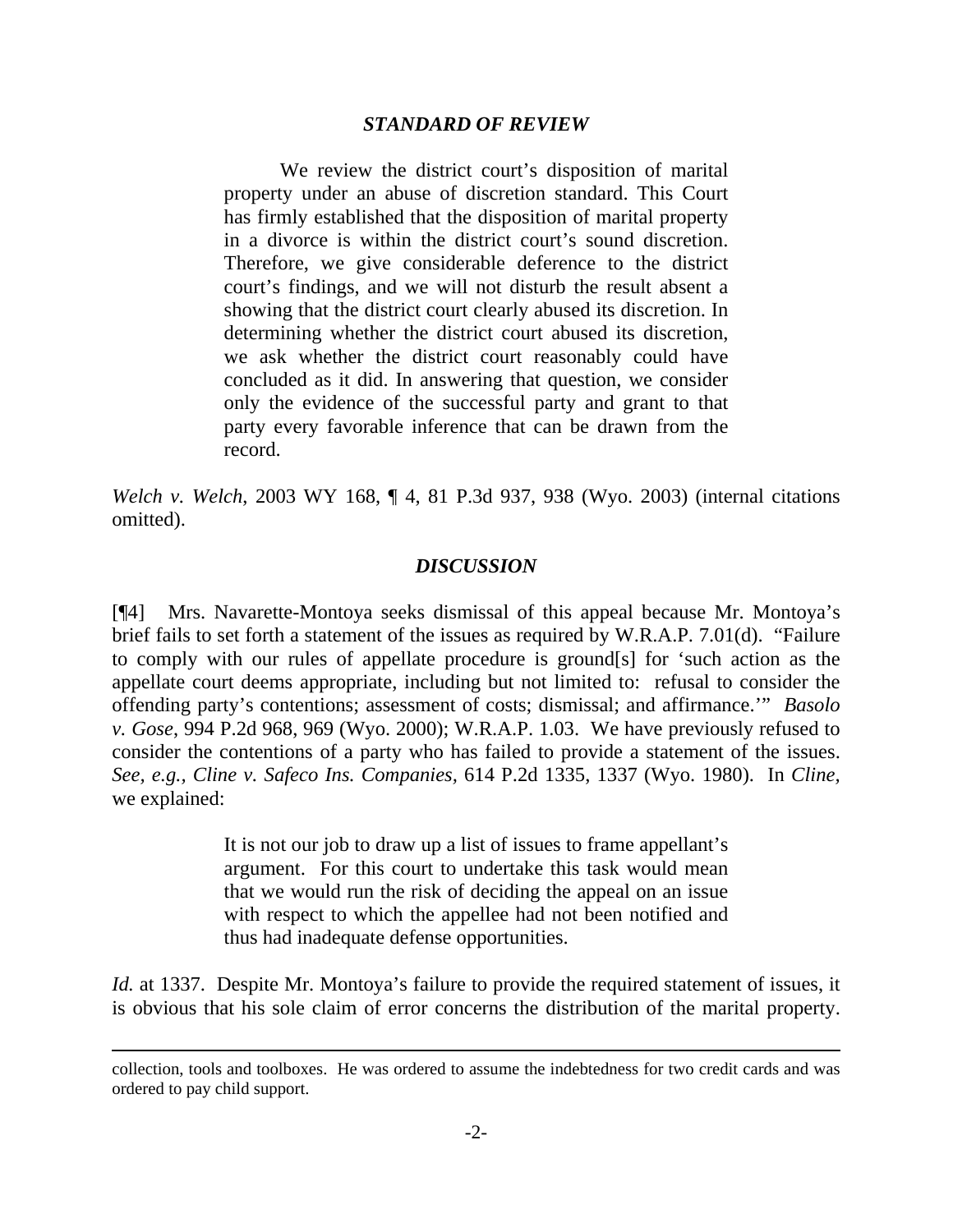### *STANDARD OF REVIEW*

> We review the district court's disposition of marital property under an abuse of discretion standard. This Court has firmly established that the disposition of marital property in a divorce is within the district court's sound discretion. Therefore, we give considerable deference to the district court's findings, and we will not disturb the result absent a showing that the district court clearly abused its discretion. In determining whether the district court abused its discretion, we ask whether the district court reasonably could have concluded as it did. In answering that question, we consider only the evidence of the successful party and grant to that party every favorable inference that can be drawn from the record.

*Welch v. Welch*, 2003 WY 168, ¶ 4, 81 P.3d 937, 938 (Wyo. 2003) (internal citations omitted).

### *DISCUSSION*

[¶4] Mrs. Navarette-Montoya seeks dismissal of this appeal because Mr. Montoya's brief fails to set forth a statement of the issues as required by W.R.A.P. 7.01(d). "Failure to comply with our rules of appellate procedure is ground[s] for 'such action as the appellate court deems appropriate, including but not limited to: refusal to consider the offending party's contentions; assessment of costs; dismissal; and affirmance.'" *Basolo v. Gose*, 994 P.2d 968, 969 (Wyo. 2000); W.R.A.P. 1.03. We have previously refused to consider the contentions of a party who has failed to provide a statement of the issues. *See, e.g., Cline v. Safeco Ins. Companies*, 614 P.2d 1335, 1337 (Wyo. 1980). In *Cline,* we explained:

> It is not our job to draw up a list of issues to frame appellant's argument. For this court to undertake this task would mean that we would run the risk of deciding the appeal on an issue with respect to which the appellee had not been notified and thus had inadequate defense opportunities.

*Id.* at 1337. Despite Mr. Montoya's failure to provide the required statement of issues, it is obvious that his sole claim of error concerns the distribution of the marital property.

---

collection, tools and toolboxes. He was ordered to assume the indebtedness for two credit cards and was ordered to pay child support.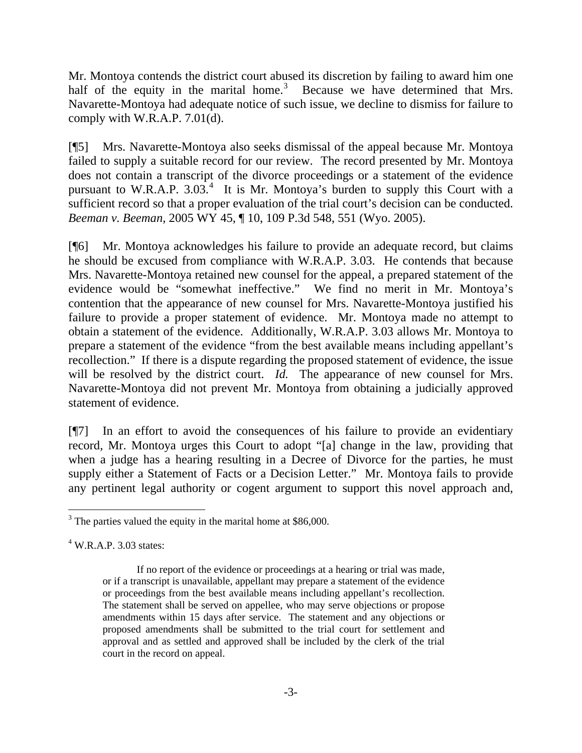Mr. Montoya contends the district court abused its discretion by failing to award him one half of the equity in the marital home.[3] Because we have determined that Mrs. Navarette-Montoya had adequate notice of such issue, we decline to dismiss for failure to comply with W.R.A.P. 7.01(d).

[¶5] Mrs. Navarette-Montoya also seeks dismissal of the appeal because Mr. Montoya failed to supply a suitable record for our review. The record presented by Mr. Montoya does not contain a transcript of the divorce proceedings or a statement of the evidence pursuant to W.R.A.P. 3.03.[4] It is Mr. Montoya's burden to supply this Court with a sufficient record so that a proper evaluation of the trial court's decision can be conducted. *Beeman v. Beeman*, 2005 WY 45, ¶ 10, 109 P.3d 548, 551 (Wyo. 2005).

[¶6] Mr. Montoya acknowledges his failure to provide an adequate record, but claims he should be excused from compliance with W.R.A.P. 3.03. He contends that because Mrs. Navarette-Montoya retained new counsel for the appeal, a prepared statement of the evidence would be "somewhat ineffective." We find no merit in Mr. Montoya's contention that the appearance of new counsel for Mrs. Navarette-Montoya justified his failure to provide a proper statement of evidence. Mr. Montoya made no attempt to obtain a statement of the evidence. Additionally, W.R.A.P. 3.03 allows Mr. Montoya to prepare a statement of the evidence "from the best available means including appellant's recollection." If there is a dispute regarding the proposed statement of evidence, the issue will be resolved by the district court. *Id.* The appearance of new counsel for Mrs. Navarette-Montoya did not prevent Mr. Montoya from obtaining a judicially approved statement of evidence.

[¶7] In an effort to avoid the consequences of his failure to provide an evidentiary record, Mr. Montoya urges this Court to adopt "[a] change in the law, providing that when a judge has a hearing resulting in a Decree of Divorce for the parties, he must supply either a Statement of Facts or a Decision Letter." Mr. Montoya fails to provide any pertinent legal authority or cogent argument to support this novel approach and,

---

[3] The parties valued the equity in the marital home at $86,000.

[4] W.R.A.P. 3.03 states:

> If no report of the evidence or proceedings at a hearing or trial was made, or if a transcript is unavailable, appellant may prepare a statement of the evidence or proceedings from the best available means including appellant's recollection. The statement shall be served on appellee, who may serve objections or propose amendments within 15 days after service. The statement and any objections or proposed amendments shall be submitted to the trial court for settlement and approval and as settled and approved shall be included by the clerk of the trial court in the record on appeal.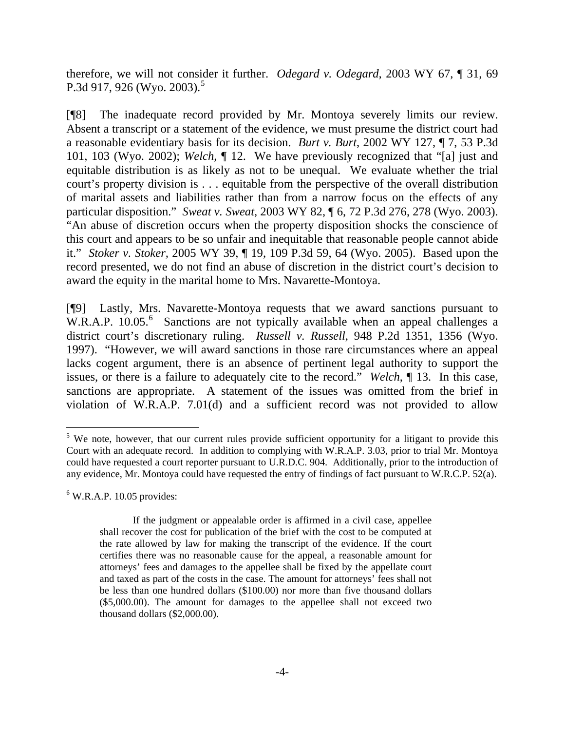therefore, we will not consider it further. *Odegard v. Odegard*, 2003 WY 67, ¶ 31, 69 P.3d 917, 926 (Wyo. 2003).[5]

[¶8] The inadequate record provided by Mr. Montoya severely limits our review. Absent a transcript or a statement of the evidence, we must presume the district court had a reasonable evidentiary basis for its decision. *Burt v. Burt*, 2002 WY 127, ¶ 7, 53 P.3d 101, 103 (Wyo. 2002); *Welch*, ¶ 12. We have previously recognized that "[a] just and equitable distribution is as likely as not to be unequal. We evaluate whether the trial court's property division is . . . equitable from the perspective of the overall distribution of marital assets and liabilities rather than from a narrow focus on the effects of any particular disposition." *Sweat v. Sweat*, 2003 WY 82, ¶ 6, 72 P.3d 276, 278 (Wyo. 2003). "An abuse of discretion occurs when the property disposition shocks the conscience of this court and appears to be so unfair and inequitable that reasonable people cannot abide it." *Stoker v. Stoker*, 2005 WY 39, ¶ 19, 109 P.3d 59, 64 (Wyo. 2005). Based upon the record presented, we do not find an abuse of discretion in the district court's decision to award the equity in the marital home to Mrs. Navarette-Montoya.

[¶9] Lastly, Mrs. Navarette-Montoya requests that we award sanctions pursuant to W.R.A.P. 10.05.[6] Sanctions are not typically available when an appeal challenges a district court's discretionary ruling. *Russell v. Russell*, 948 P.2d 1351, 1356 (Wyo. 1997). "However, we will award sanctions in those rare circumstances where an appeal lacks cogent argument, there is an absence of pertinent legal authority to support the issues, or there is a failure to adequately cite to the record." *Welch*, ¶ 13. In this case, sanctions are appropriate. A statement of the issues was omitted from the brief in violation of W.R.A.P. 7.01(d) and a sufficient record was not provided to allow

---

[5] We note, however, that our current rules provide sufficient opportunity for a litigant to provide this Court with an adequate record. In addition to complying with W.R.A.P. 3.03, prior to trial Mr. Montoya could have requested a court reporter pursuant to U.R.D.C. 904. Additionally, prior to the introduction of any evidence, Mr. Montoya could have requested the entry of findings of fact pursuant to W.R.C.P. 52(a).

[6] W.R.A.P. 10.05 provides:

> If the judgment or appealable order is affirmed in a civil case, appellee shall recover the cost for publication of the brief with the cost to be computed at the rate allowed by law for making the transcript of the evidence. If the court certifies there was no reasonable cause for the appeal, a reasonable amount for attorneys' fees and damages to the appellee shall be fixed by the appellate court and taxed as part of the costs in the case. The amount for attorneys' fees shall not be less than one hundred dollars ($100.00) nor more than five thousand dollars ($5,000.00). The amount for damages to the appellee shall not exceed two thousand dollars ($2,000.00).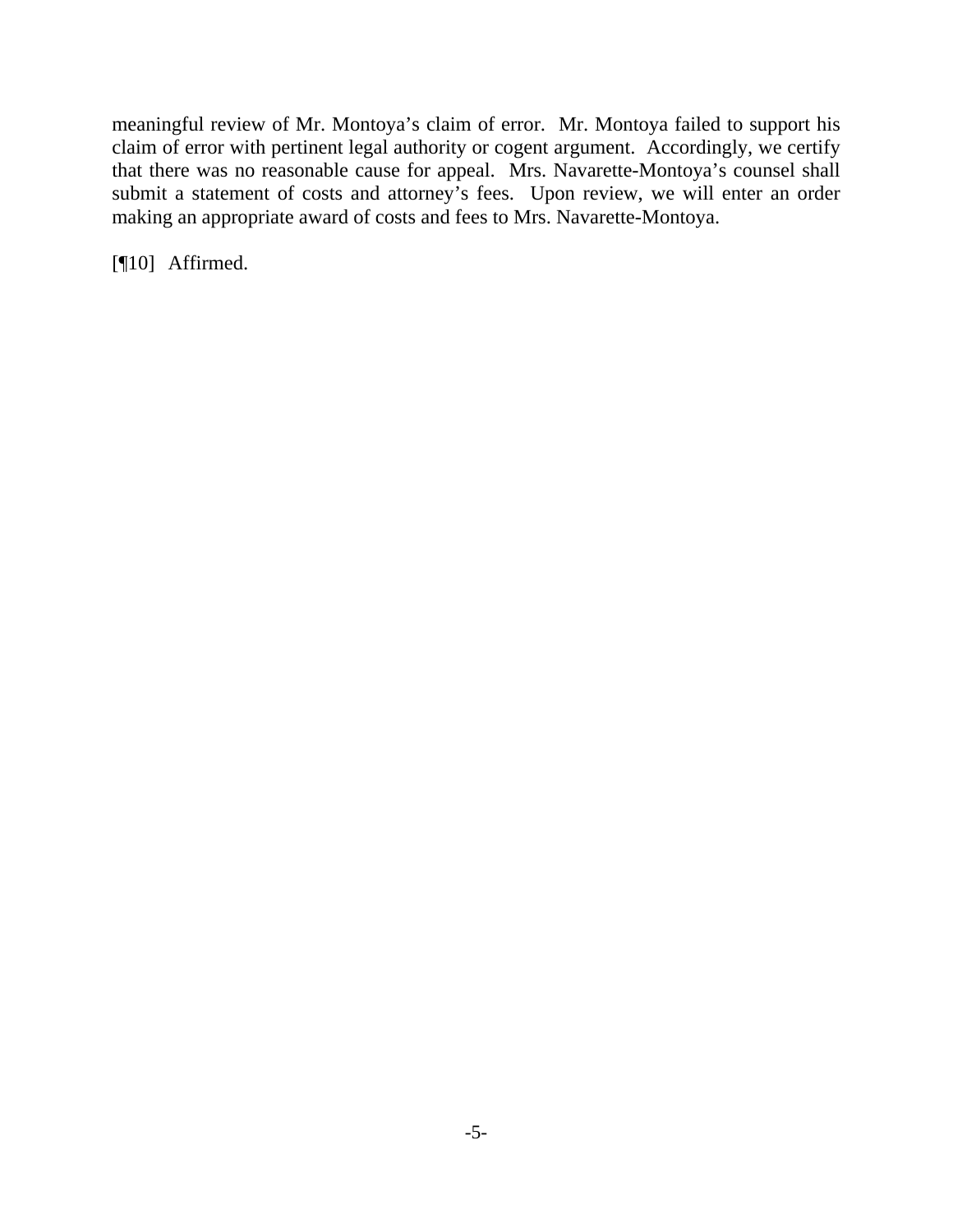meaningful review of Mr. Montoya's claim of error. Mr. Montoya failed to support his claim of error with pertinent legal authority or cogent argument. Accordingly, we certify that there was no reasonable cause for appeal. Mrs. Navarette-Montoya's counsel shall submit a statement of costs and attorney's fees. Upon review, we will enter an order making an appropriate award of costs and fees to Mrs. Navarette-Montoya.

[¶10] Affirmed.